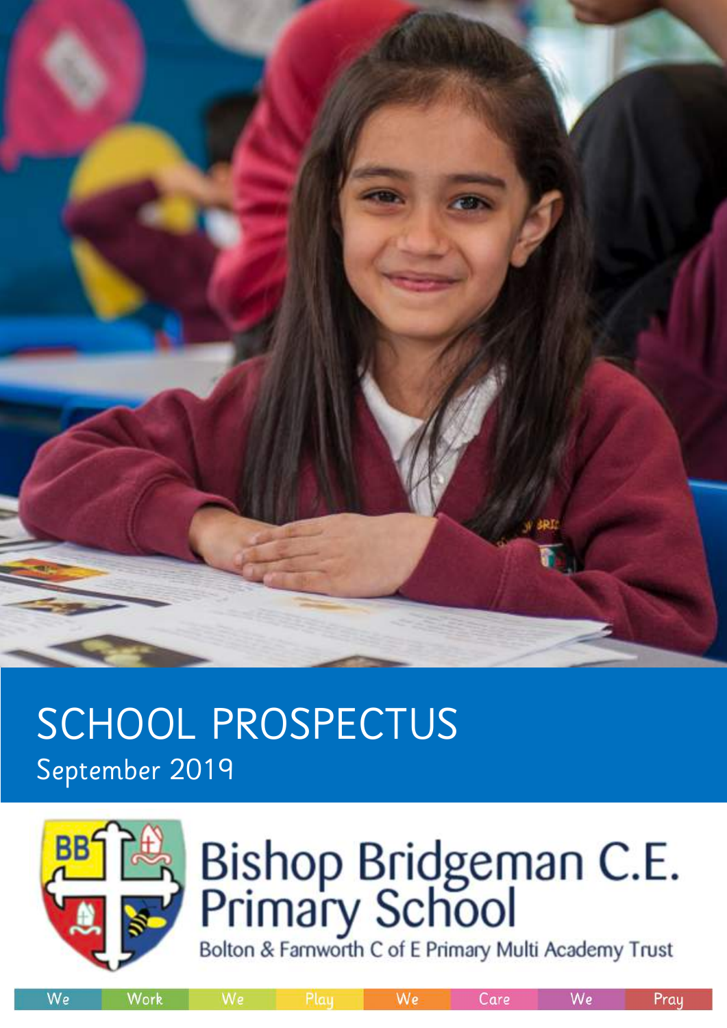# SCHOOL PROSPECTUS

September 2019

## Bishop Bridgeman C.E. Primary School

Bolton & Farnworth C of E Primary Multi Academy Trust

We Work We Play We Care We Pray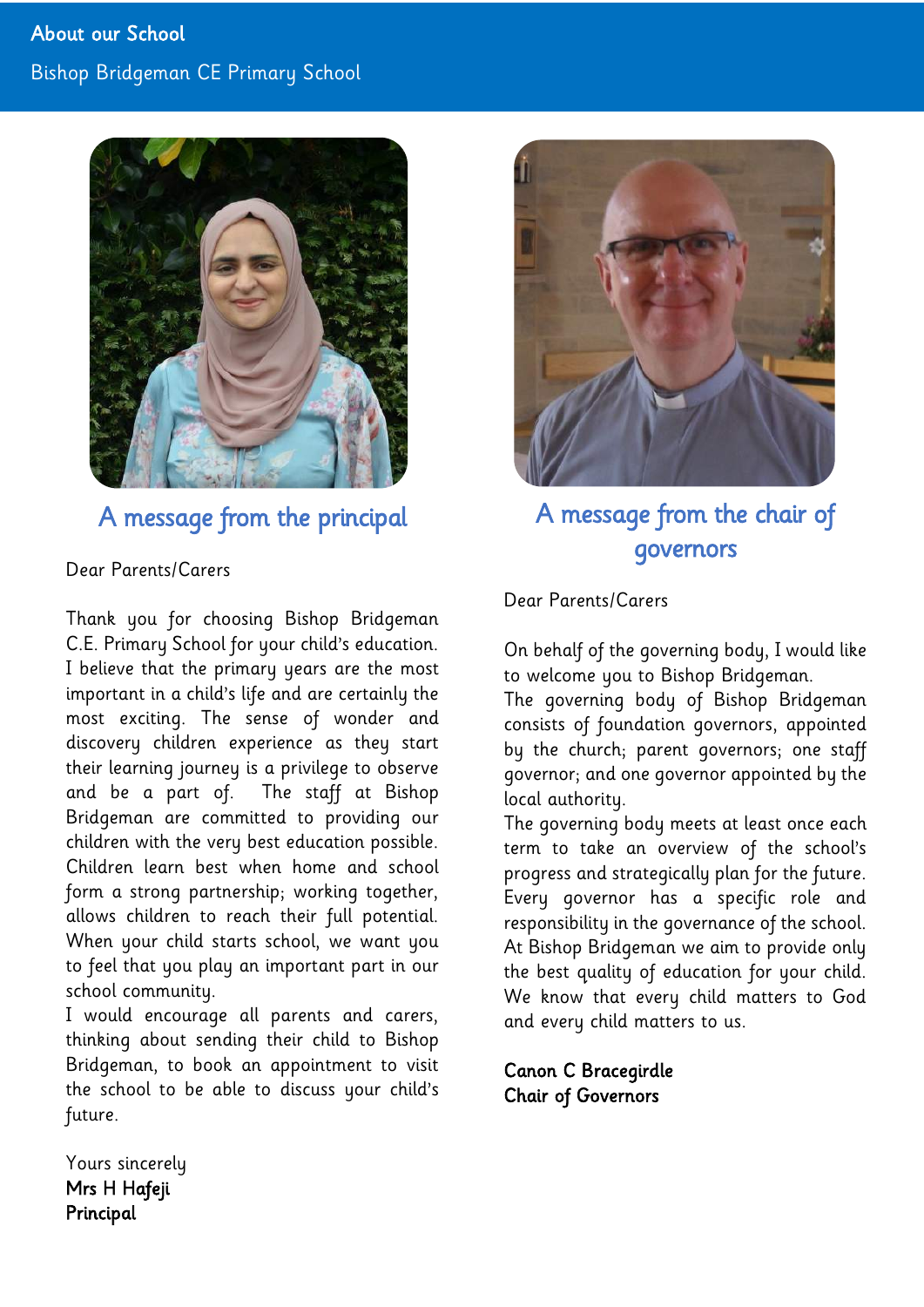# About our School

Bishop Bridgeman CE Primary School

## A message from the principal

Dear Parents/Carers

Thank you for choosing Bishop Bridgeman C.E. Primary School for your child's education. I believe that the primary years are the most important in a child's life and are certainly the most exciting. The sense of wonder and discovery children experience as they start their learning journey is a privilege to observe and be a part of. The staff at Bishop Bridgeman are committed to providing our children with the very best education possible. Children learn best when home and school form a strong partnership; working together, allows children to reach their full potential. When your child starts school, we want you to feel that you play an important part in our school community.

I would encourage all parents and carers, thinking about sending their child to Bishop Bridgeman, to book an appointment to visit the school to be able to discuss your child's future.

Yours sincerely

**Mrs H Hafeji**
**Principal**

## A message from the chair of governors

Dear Parents/Carers

On behalf of the governing body, I would like to welcome you to Bishop Bridgeman.

The governing body of Bishop Bridgeman consists of foundation governors, appointed by the church; parent governors; one staff governor; and one governor appointed by the local authority.

The governing body meets at least once each term to take an overview of the school's progress and strategically plan for the future. Every governor has a specific role and responsibility in the governance of the school. At Bishop Bridgeman we aim to provide only the best quality of education for your child. We know that every child matters to God and every child matters to us.

**Canon C Bracegirdle**
**Chair of Governors**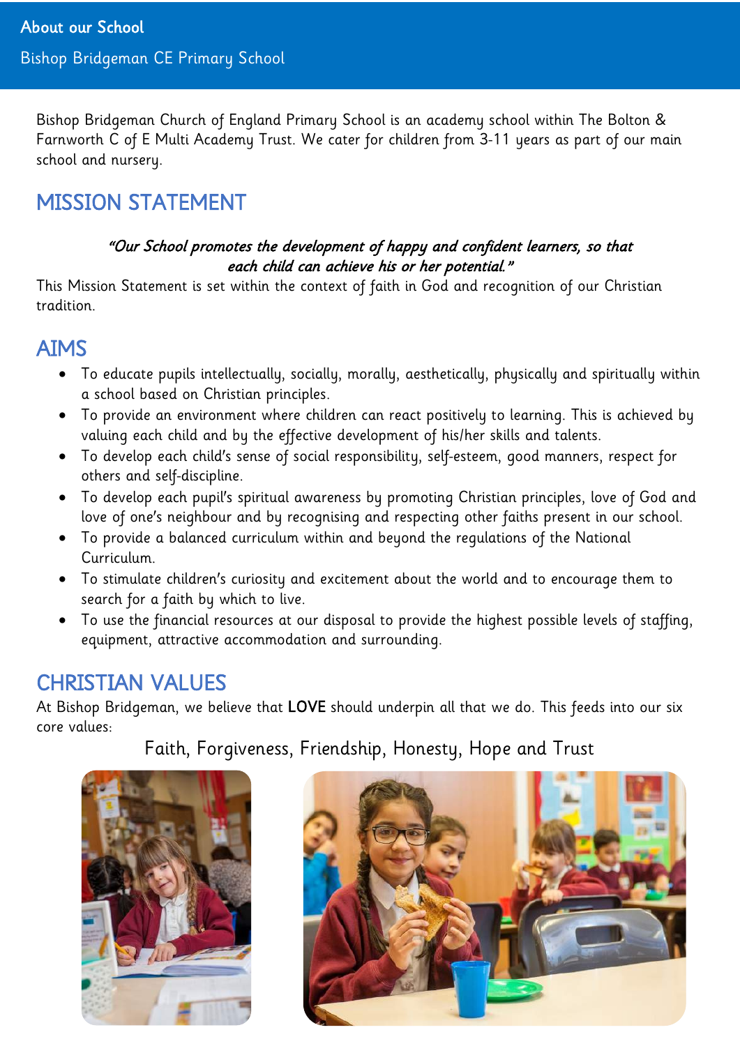About our School

Bishop Bridgeman CE Primary School

Bishop Bridgeman Church of England Primary School is an academy school within The Bolton & Farnworth C of E Multi Academy Trust. We cater for children from 3-11 years as part of our main school and nursery.

## MISSION STATEMENT

*"Our School promotes the development of happy and confident learners, so that each child can achieve his or her potential."*

This Mission Statement is set within the context of faith in God and recognition of our Christian tradition.

## AIMS

- To educate pupils intellectually, socially, morally, aesthetically, physically and spiritually within a school based on Christian principles.
- To provide an environment where children can react positively to learning. This is achieved by valuing each child and by the effective development of his/her skills and talents.
- To develop each child's sense of social responsibility, self-esteem, good manners, respect for others and self-discipline.
- To develop each pupil's spiritual awareness by promoting Christian principles, love of God and love of one's neighbour and by recognising and respecting other faiths present in our school.
- To provide a balanced curriculum within and beyond the regulations of the National Curriculum.
- To stimulate children's curiosity and excitement about the world and to encourage them to search for a faith by which to live.
- To use the financial resources at our disposal to provide the highest possible levels of staffing, equipment, attractive accommodation and surrounding.

## CHRISTIAN VALUES

At Bishop Bridgeman, we believe that **LOVE** should underpin all that we do. This feeds into our six core values:

Faith, Forgiveness, Friendship, Honesty, Hope and Trust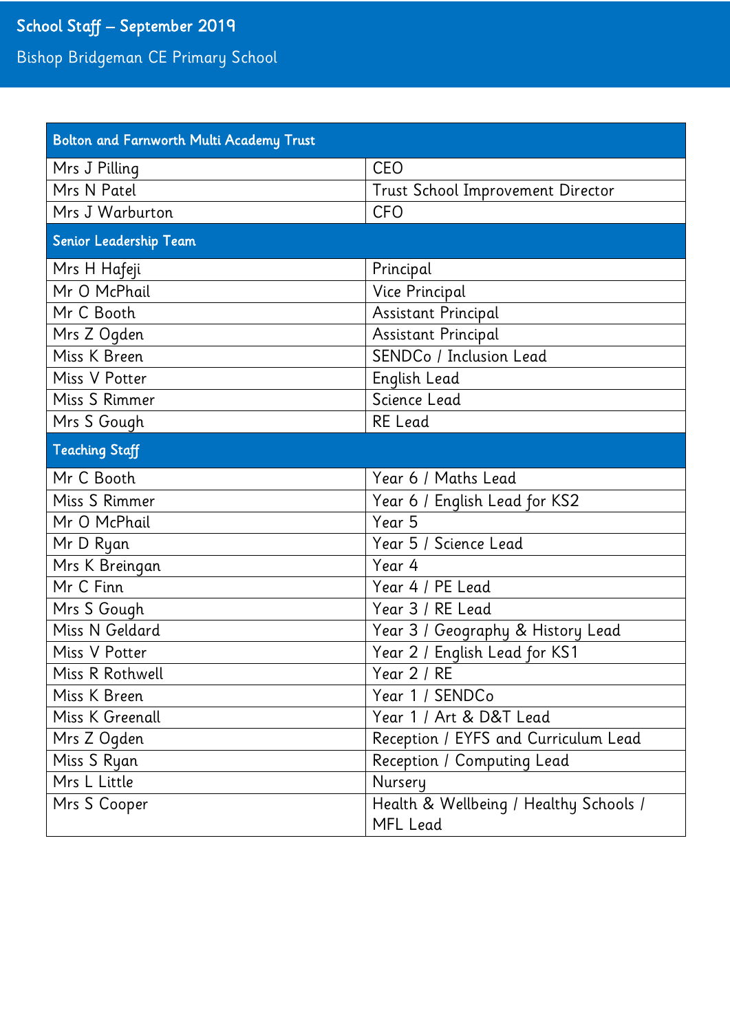# School Staff – September 2019

Bishop Bridgeman CE Primary School

| Bolton and Farnworth Multi Academy Trust | |
|---|---|
| Mrs J Pilling | CEO |
| Mrs N Patel | Trust School Improvement Director |
| Mrs J Warburton | CFO |
| **Senior Leadership Team** | |
| Mrs H Hafeji | Principal |
| Mr O McPhail | Vice Principal |
| Mr C Booth | Assistant Principal |
| Mrs Z Ogden | Assistant Principal |
| Miss K Breen | SENDCo / Inclusion Lead |
| Miss V Potter | English Lead |
| Miss S Rimmer | Science Lead |
| Mrs S Gough | RE Lead |
| **Teaching Staff** | |
| Mr C Booth | Year 6 / Maths Lead |
| Miss S Rimmer | Year 6 / English Lead for KS2 |
| Mr O McPhail | Year 5 |
| Mr D Ryan | Year 5 / Science Lead |
| Mrs K Breingan | Year 4 |
| Mr C Finn | Year 4 / PE Lead |
| Mrs S Gough | Year 3 / RE Lead |
| Miss N Geldard | Year 3 / Geography & History Lead |
| Miss V Potter | Year 2 / English Lead for KS1 |
| Miss R Rothwell | Year 2 / RE |
| Miss K Breen | Year 1 / SENDCo |
| Miss K Greenall | Year 1 / Art & D&T Lead |
| Mrs Z Ogden | Reception / EYFS and Curriculum Lead |
| Miss S Ryan | Reception / Computing Lead |
| Mrs L Little | Nursery |
| Mrs S Cooper | Health & Wellbeing / Healthy Schools / MFL Lead |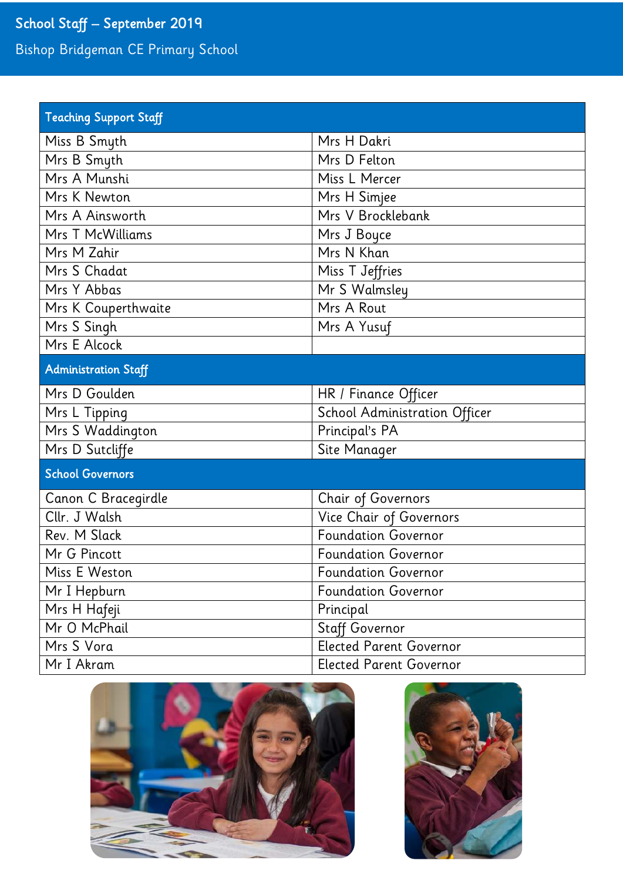# School Staff – September 2019

Bishop Bridgeman CE Primary School

| Teaching Support Staff | |
|---|---|
| Miss B Smyth | Mrs H Dakri |
| Mrs B Smyth | Mrs D Felton |
| Mrs A Munshi | Miss L Mercer |
| Mrs K Newton | Mrs H Simjee |
| Mrs A Ainsworth | Mrs V Brocklebank |
| Mrs T McWilliams | Mrs J Boyce |
| Mrs M Zahir | Mrs N Khan |
| Mrs S Chadat | Miss T Jeffries |
| Mrs Y Abbas | Mr S Walmsley |
| Mrs K Couperthwaite | Mrs A Rout |
| Mrs S Singh | Mrs A Yusuf |
| Mrs E Alcock | |
| **Administration Staff** | |
| Mrs D Goulden | HR / Finance Officer |
| Mrs L Tipping | School Administration Officer |
| Mrs S Waddington | Principal's PA |
| Mrs D Sutcliffe | Site Manager |
| **School Governors** | |
| Canon C Bracegirdle | Chair of Governors |
| Cllr. J Walsh | Vice Chair of Governors |
| Rev. M Slack | Foundation Governor |
| Mr G Pincott | Foundation Governor |
| Miss E Weston | Foundation Governor |
| Mr I Hepburn | Foundation Governor |
| Mrs H Hafeji | Principal |
| Mr O McPhail | Staff Governor |
| Mrs S Vora | Elected Parent Governor |
| Mr I Akram | Elected Parent Governor |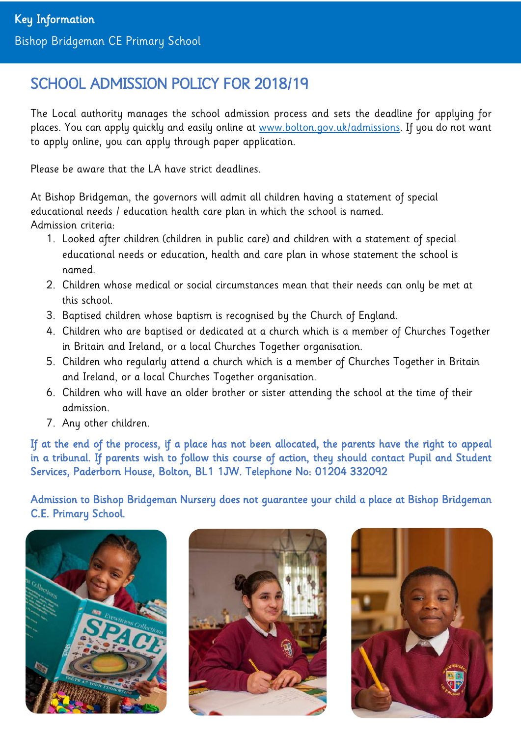Key Information

Bishop Bridgeman CE Primary School

# SCHOOL ADMISSION POLICY FOR 2018/19

The Local authority manages the school admission process and sets the deadline for applying for places. You can apply quickly and easily online at [www.bolton.gov.uk/admissions](http://www.bolton.gov.uk/admissions). If you do not want to apply online, you can apply through paper application.

Please be aware that the LA have strict deadlines.

At Bishop Bridgeman, the governors will admit all children having a statement of special educational needs / education health care plan in which the school is named.
Admission criteria:

1. Looked after children (children in public care) and children with a statement of special educational needs or education, health and care plan in whose statement the school is named.
2. Children whose medical or social circumstances mean that their needs can only be met at this school.
3. Baptised children whose baptism is recognised by the Church of England.
4. Children who are baptised or dedicated at a church which is a member of Churches Together in Britain and Ireland, or a local Churches Together organisation.
5. Children who regularly attend a church which is a member of Churches Together in Britain and Ireland, or a local Churches Together organisation.
6. Children who will have an older brother or sister attending the school at the time of their admission.
7. Any other children.

If at the end of the process, if a place has not been allocated, the parents have the right to appeal in a tribunal. If parents wish to follow this course of action, they should contact Pupil and Student Services, Paderborn House, Bolton, BL1 1JW. Telephone No: 01204 332092

Admission to Bishop Bridgeman Nursery does not guarantee your child a place at Bishop Bridgeman C.E. Primary School.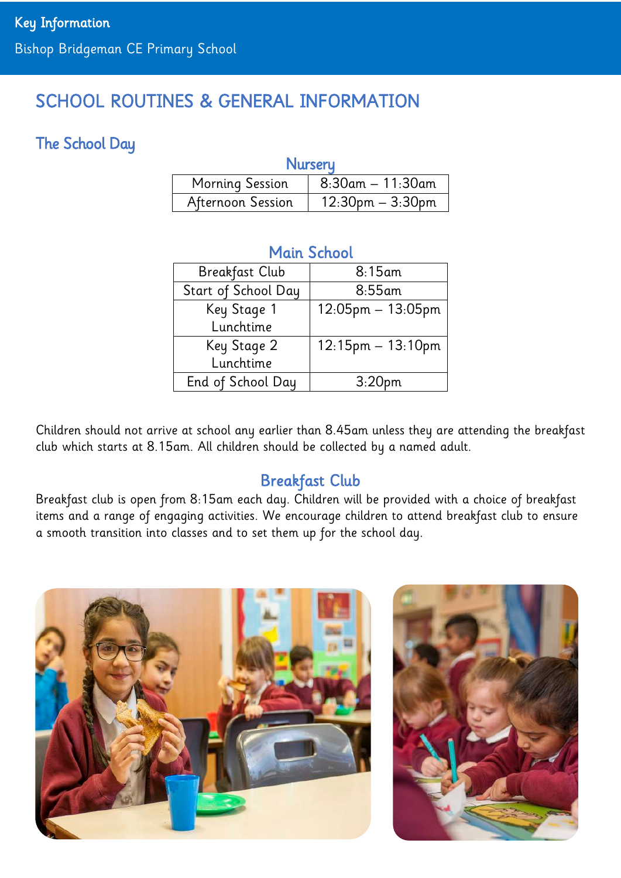# SCHOOL ROUTINES & GENERAL INFORMATION

## The School Day

### Nursery

| Morning Session | 8:30am – 11:30am |
|---|---|
| Afternoon Session | 12:30pm – 3:30pm |

### Main School

| Breakfast Club | 8:15am |
|---|---|
| Start of School Day | 8:55am |
| Key Stage 1 Lunchtime | 12:05pm – 13:05pm |
| Key Stage 2 Lunchtime | 12:15pm – 13:10pm |
| End of School Day | 3:20pm |

Children should not arrive at school any earlier than 8.45am unless they are attending the breakfast club which starts at 8.15am. All children should be collected by a named adult.

### Breakfast Club

Breakfast club is open from 8:15am each day. Children will be provided with a choice of breakfast items and a range of engaging activities. We encourage children to attend breakfast club to ensure a smooth transition into classes and to set them up for the school day.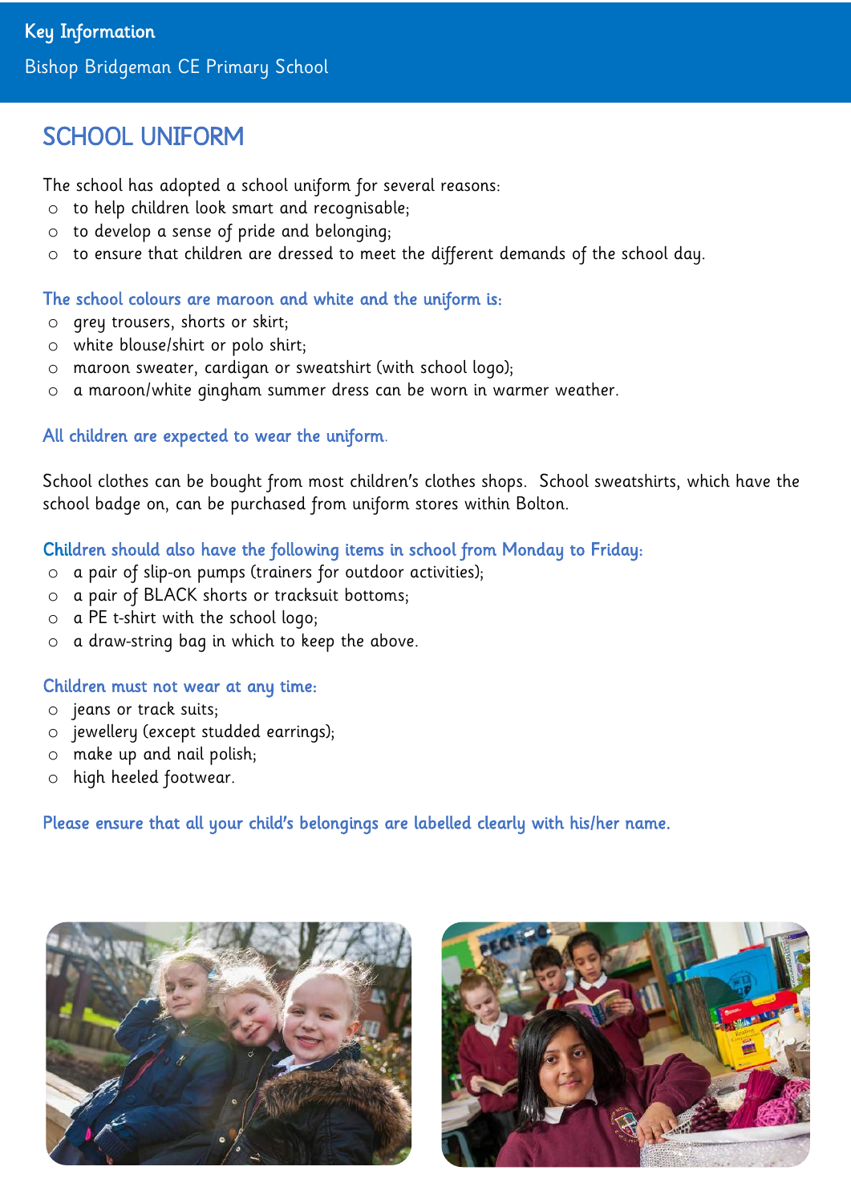## SCHOOL UNIFORM

The school has adopted a school uniform for several reasons:

- to help children look smart and recognisable;
- to develop a sense of pride and belonging;
- to ensure that children are dressed to meet the different demands of the school day.

**The school colours are maroon and white and the uniform is:**

- grey trousers, shorts or skirt;
- white blouse/shirt or polo shirt;
- maroon sweater, cardigan or sweatshirt (with school logo);
- a maroon/white gingham summer dress can be worn in warmer weather.

**All children are expected to wear the uniform.**

School clothes can be bought from most children's clothes shops. School sweatshirts, which have the school badge on, can be purchased from uniform stores within Bolton.

**Children should also have the following items in school from Monday to Friday:**

- a pair of slip-on pumps (trainers for outdoor activities);
- a pair of BLACK shorts or tracksuit bottoms;
- a PE t-shirt with the school logo;
- a draw-string bag in which to keep the above.

**Children must not wear at any time:**

- jeans or track suits;
- jewellery (except studded earrings);
- make up and nail polish;
- high heeled footwear.

**Please ensure that all your child's belongings are labelled clearly with his/her name.**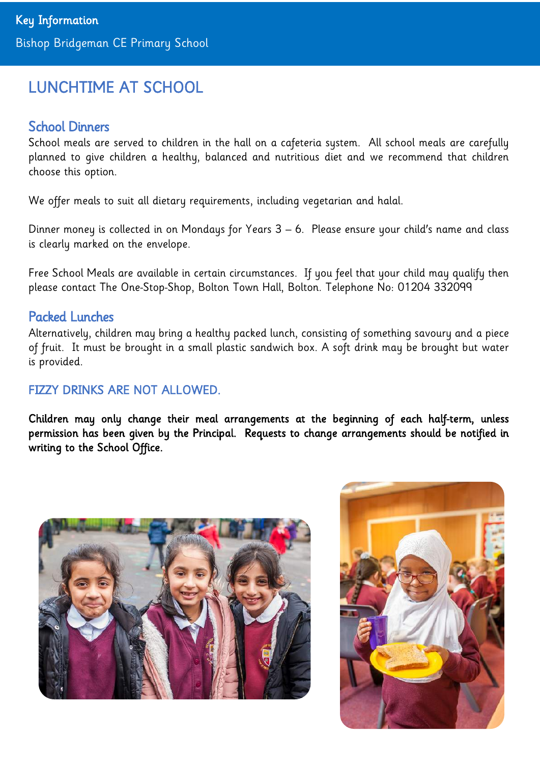# LUNCHTIME AT SCHOOL

## School Dinners

School meals are served to children in the hall on a cafeteria system. All school meals are carefully planned to give children a healthy, balanced and nutritious diet and we recommend that children choose this option.

We offer meals to suit all dietary requirements, including vegetarian and halal.

Dinner money is collected in on Mondays for Years 3 – 6. Please ensure your child's name and class is clearly marked on the envelope.

Free School Meals are available in certain circumstances. If you feel that your child may qualify then please contact The One-Stop-Shop, Bolton Town Hall, Bolton. Telephone No: 01204 332099

## Packed Lunches

Alternatively, children may bring a healthy packed lunch, consisting of something savoury and a piece of fruit. It must be brought in a small plastic sandwich box. A soft drink may be brought but water is provided.

### FIZZY DRINKS ARE NOT ALLOWED.

**Children may only change their meal arrangements at the beginning of each half-term, unless permission has been given by the Principal. Requests to change arrangements should be notified in writing to the School Office.**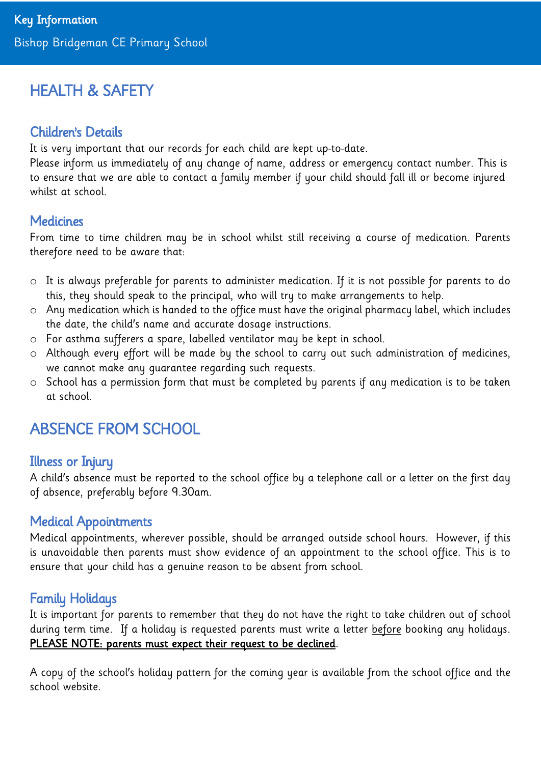## HEALTH & SAFETY

### Children's Details

It is very important that our records for each child are kept up-to-date.
Please inform us immediately of any change of name, address or emergency contact number. This is to ensure that we are able to contact a family member if your child should fall ill or become injured whilst at school.

### Medicines

From time to time children may be in school whilst still receiving a course of medication. Parents therefore need to be aware that:

- It is always preferable for parents to administer medication. If it is not possible for parents to do this, they should speak to the principal, who will try to make arrangements to help.
- Any medication which is handed to the office must have the original pharmacy label, which includes the date, the child's name and accurate dosage instructions.
- For asthma sufferers a spare, labelled ventilator may be kept in school.
- Although every effort will be made by the school to carry out such administration of medicines, we cannot make any guarantee regarding such requests.
- School has a permission form that must be completed by parents if any medication is to be taken at school.

## ABSENCE FROM SCHOOL

### Illness or Injury

A child's absence must be reported to the school office by a telephone call or a letter on the first day of absence, preferably before 9.30am.

### Medical Appointments

Medical appointments, wherever possible, should be arranged outside school hours. However, if this is unavoidable then parents must show evidence of an appointment to the school office. This is to ensure that your child has a genuine reason to be absent from school.

### Family Holidays

It is important for parents to remember that they do not have the right to take children out of school during term time. If a holiday is requested parents must write a letter before booking any holidays. **PLEASE NOTE: parents must expect their request to be declined**.

A copy of the school's holiday pattern for the coming year is available from the school office and the school website.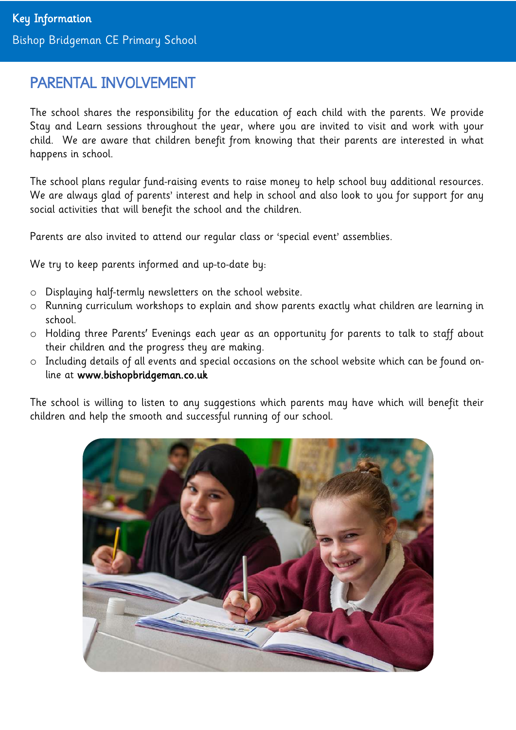## PARENTAL INVOLVEMENT

The school shares the responsibility for the education of each child with the parents. We provide Stay and Learn sessions throughout the year, where you are invited to visit and work with your child. We are aware that children benefit from knowing that their parents are interested in what happens in school.

The school plans regular fund-raising events to raise money to help school buy additional resources. We are always glad of parents' interest and help in school and also look to you for support for any social activities that will benefit the school and the children.

Parents are also invited to attend our regular class or 'special event' assemblies.

We try to keep parents informed and up-to-date by:

- Displaying half-termly newsletters on the school website.
- Running curriculum workshops to explain and show parents exactly what children are learning in school.
- Holding three Parents' Evenings each year as an opportunity for parents to talk to staff about their children and the progress they are making.
- Including details of all events and special occasions on the school website which can be found on-line at **www.bishopbridgeman.co.uk**

The school is willing to listen to any suggestions which parents may have which will benefit their children and help the smooth and successful running of our school.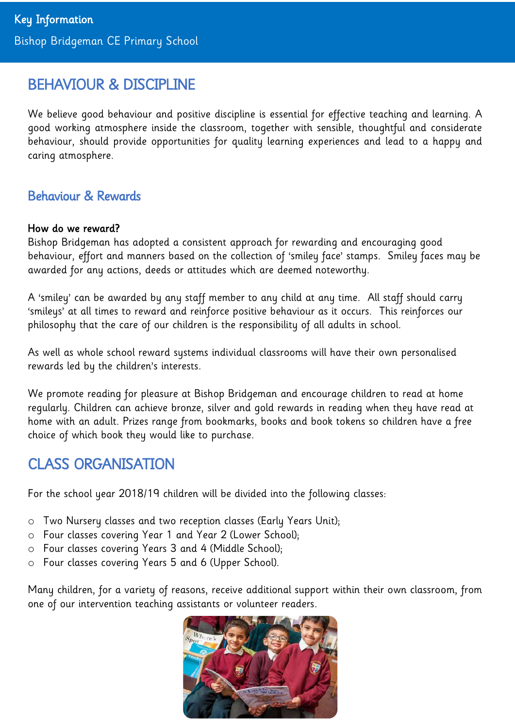Key Information

Bishop Bridgeman CE Primary School

# BEHAVIOUR & DISCIPLINE

We believe good behaviour and positive discipline is essential for effective teaching and learning. A good working atmosphere inside the classroom, together with sensible, thoughtful and considerate behaviour, should provide opportunities for quality learning experiences and lead to a happy and caring atmosphere.

## Behaviour & Rewards

**How do we reward?**

Bishop Bridgeman has adopted a consistent approach for rewarding and encouraging good behaviour, effort and manners based on the collection of 'smiley face' stamps. Smiley faces may be awarded for any actions, deeds or attitudes which are deemed noteworthy.

A 'smiley' can be awarded by any staff member to any child at any time. All staff should carry 'smileys' at all times to reward and reinforce positive behaviour as it occurs. This reinforces our philosophy that the care of our children is the responsibility of all adults in school.

As well as whole school reward systems individual classrooms will have their own personalised rewards led by the children's interests.

We promote reading for pleasure at Bishop Bridgeman and encourage children to read at home regularly. Children can achieve bronze, silver and gold rewards in reading when they have read at home with an adult. Prizes range from bookmarks, books and book tokens so children have a free choice of which book they would like to purchase.

# CLASS ORGANISATION

For the school year 2018/19 children will be divided into the following classes:

- Two Nursery classes and two reception classes (Early Years Unit);
- Four classes covering Year 1 and Year 2 (Lower School);
- Four classes covering Years 3 and 4 (Middle School);
- Four classes covering Years 5 and 6 (Upper School).

Many children, for a variety of reasons, receive additional support within their own classroom, from one of our intervention teaching assistants or volunteer readers.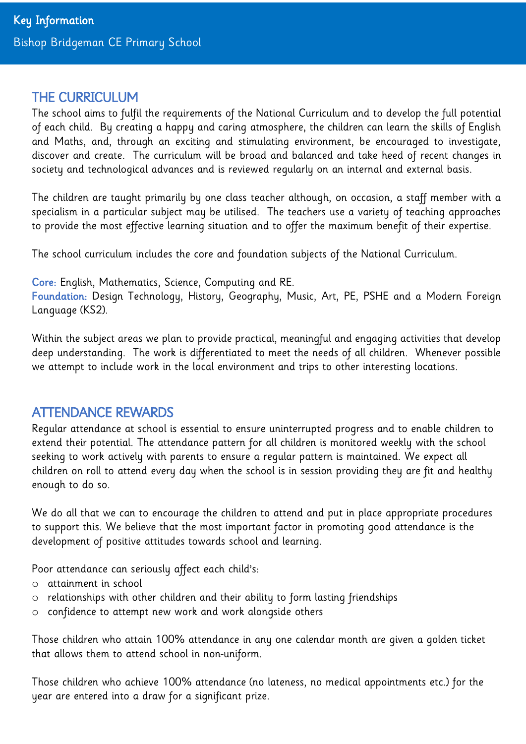## THE CURRICULUM

The school aims to fulfil the requirements of the National Curriculum and to develop the full potential of each child. By creating a happy and caring atmosphere, the children can learn the skills of English and Maths, and, through an exciting and stimulating environment, be encouraged to investigate, discover and create. The curriculum will be broad and balanced and take heed of recent changes in society and technological advances and is reviewed regularly on an internal and external basis.

The children are taught primarily by one class teacher although, on occasion, a staff member with a specialism in a particular subject may be utilised. The teachers use a variety of teaching approaches to provide the most effective learning situation and to offer the maximum benefit of their expertise.

The school curriculum includes the core and foundation subjects of the National Curriculum.

**Core:** English, Mathematics, Science, Computing and RE.
**Foundation:** Design Technology, History, Geography, Music, Art, PE, PSHE and a Modern Foreign Language (KS2).

Within the subject areas we plan to provide practical, meaningful and engaging activities that develop deep understanding. The work is differentiated to meet the needs of all children. Whenever possible we attempt to include work in the local environment and trips to other interesting locations.

## ATTENDANCE REWARDS

Regular attendance at school is essential to ensure uninterrupted progress and to enable children to extend their potential. The attendance pattern for all children is monitored weekly with the school seeking to work actively with parents to ensure a regular pattern is maintained. We expect all children on roll to attend every day when the school is in session providing they are fit and healthy enough to do so.

We do all that we can to encourage the children to attend and put in place appropriate procedures to support this. We believe that the most important factor in promoting good attendance is the development of positive attitudes towards school and learning.

Poor attendance can seriously affect each child's:

- attainment in school
- relationships with other children and their ability to form lasting friendships
- confidence to attempt new work and work alongside others

Those children who attain 100% attendance in any one calendar month are given a golden ticket that allows them to attend school in non-uniform.

Those children who achieve 100% attendance (no lateness, no medical appointments etc.) for the year are entered into a draw for a significant prize.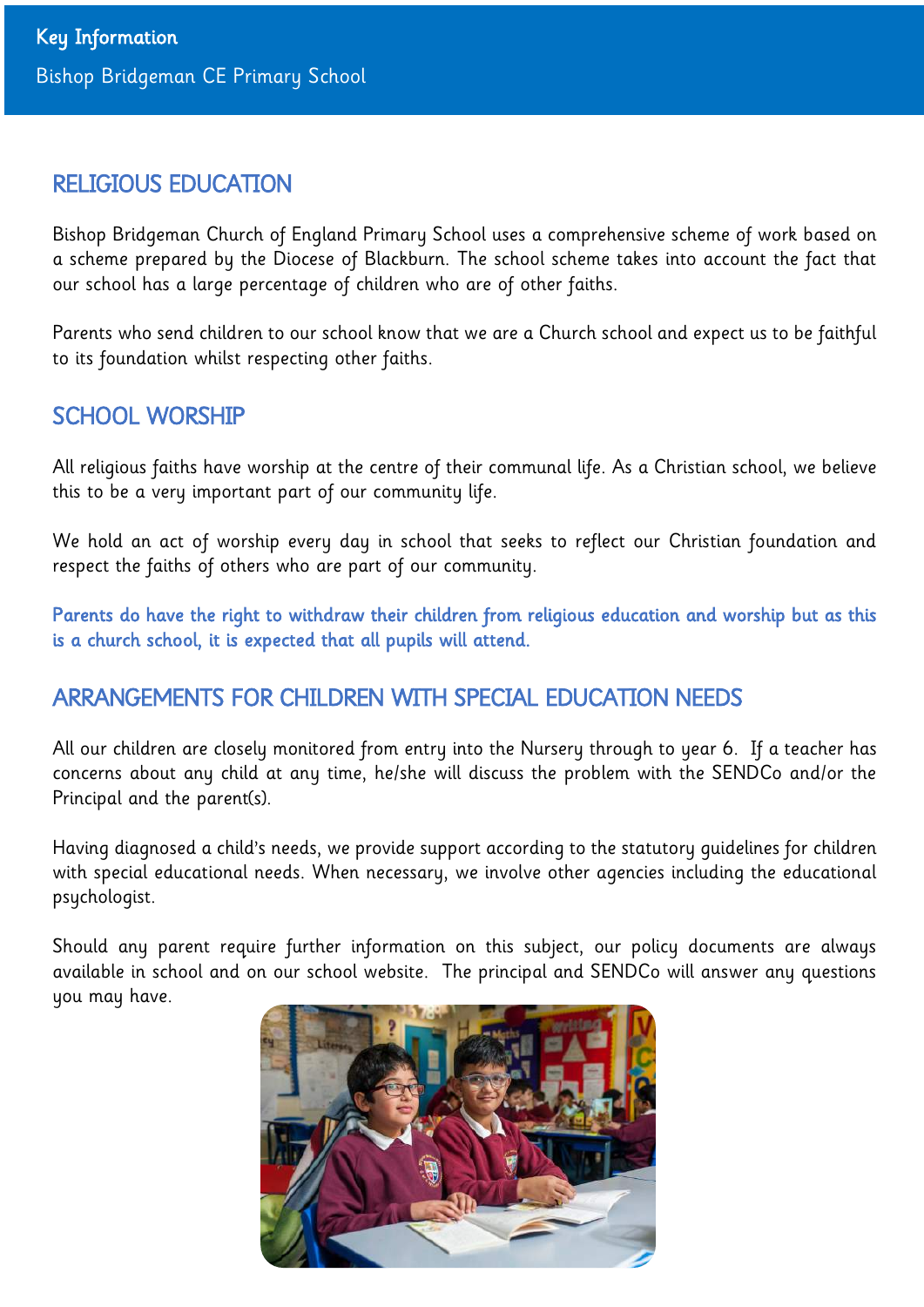## RELIGIOUS EDUCATION

Bishop Bridgeman Church of England Primary School uses a comprehensive scheme of work based on a scheme prepared by the Diocese of Blackburn. The school scheme takes into account the fact that our school has a large percentage of children who are of other faiths.

Parents who send children to our school know that we are a Church school and expect us to be faithful to its foundation whilst respecting other faiths.

## SCHOOL WORSHIP

All religious faiths have worship at the centre of their communal life. As a Christian school, we believe this to be a very important part of our community life.

We hold an act of worship every day in school that seeks to reflect our Christian foundation and respect the faiths of others who are part of our community.

**Parents do have the right to withdraw their children from religious education and worship but as this is a church school, it is expected that all pupils will attend.**

## ARRANGEMENTS FOR CHILDREN WITH SPECIAL EDUCATION NEEDS

All our children are closely monitored from entry into the Nursery through to year 6. If a teacher has concerns about any child at any time, he/she will discuss the problem with the SENDCo and/or the Principal and the parent(s).

Having diagnosed a child's needs, we provide support according to the statutory guidelines for children with special educational needs. When necessary, we involve other agencies including the educational psychologist.

Should any parent require further information on this subject, our policy documents are always available in school and on our school website. The principal and SENDCo will answer any questions you may have.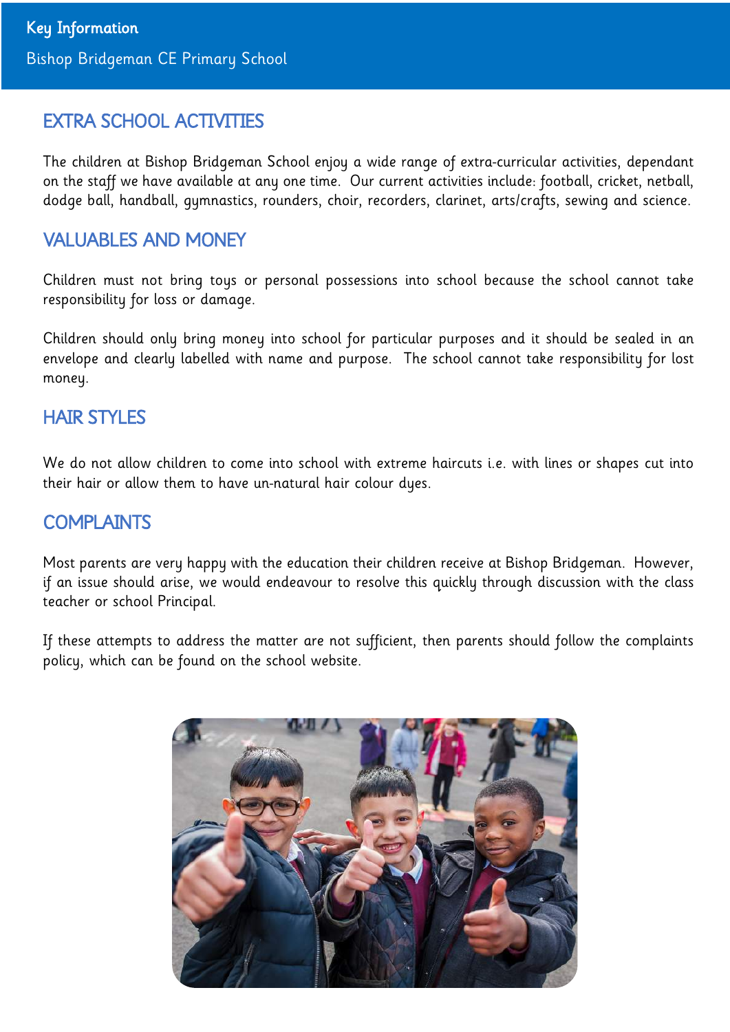## EXTRA SCHOOL ACTIVITIES

The children at Bishop Bridgeman School enjoy a wide range of extra-curricular activities, dependant on the staff we have available at any one time. Our current activities include: football, cricket, netball, dodge ball, handball, gymnastics, rounders, choir, recorders, clarinet, arts/crafts, sewing and science.

## VALUABLES AND MONEY

Children must not bring toys or personal possessions into school because the school cannot take responsibility for loss or damage.

Children should only bring money into school for particular purposes and it should be sealed in an envelope and clearly labelled with name and purpose. The school cannot take responsibility for lost money.

## HAIR STYLES

We do not allow children to come into school with extreme haircuts i.e. with lines or shapes cut into their hair or allow them to have un-natural hair colour dyes.

## COMPLAINTS

Most parents are very happy with the education their children receive at Bishop Bridgeman. However, if an issue should arise, we would endeavour to resolve this quickly through discussion with the class teacher or school Principal.

If these attempts to address the matter are not sufficient, then parents should follow the complaints policy, which can be found on the school website.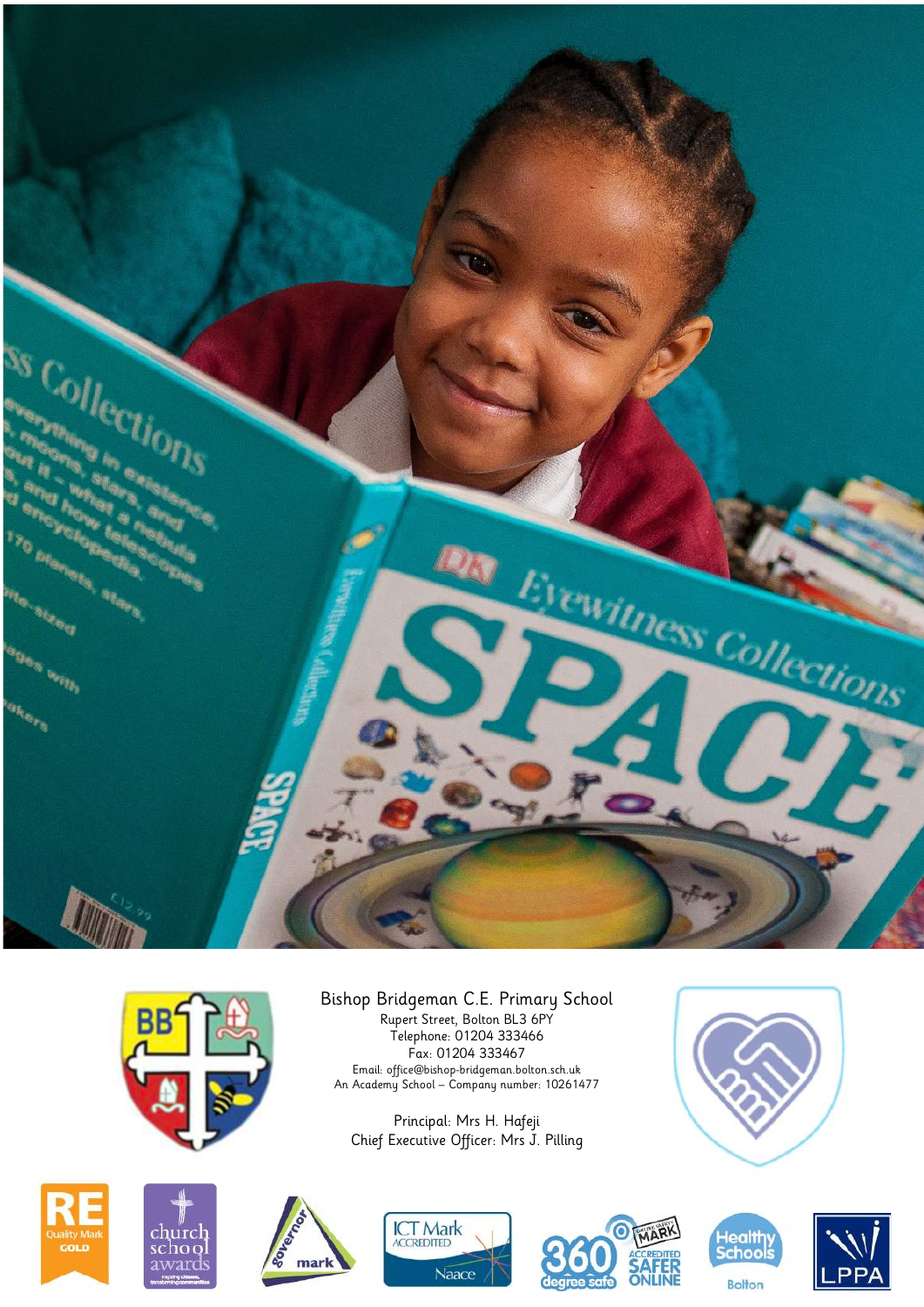Bishop Bridgeman C.E. Primary School
Rupert Street, Bolton BL3 6PY
Telephone: 01204 333466
Fax: 01204 333467
Email: office@bishop-bridgeman.bolton.sch.uk
An Academy School – Company number: 10261477

Principal: Mrs H. Hafeji
Chief Executive Officer: Mrs J. Pilling